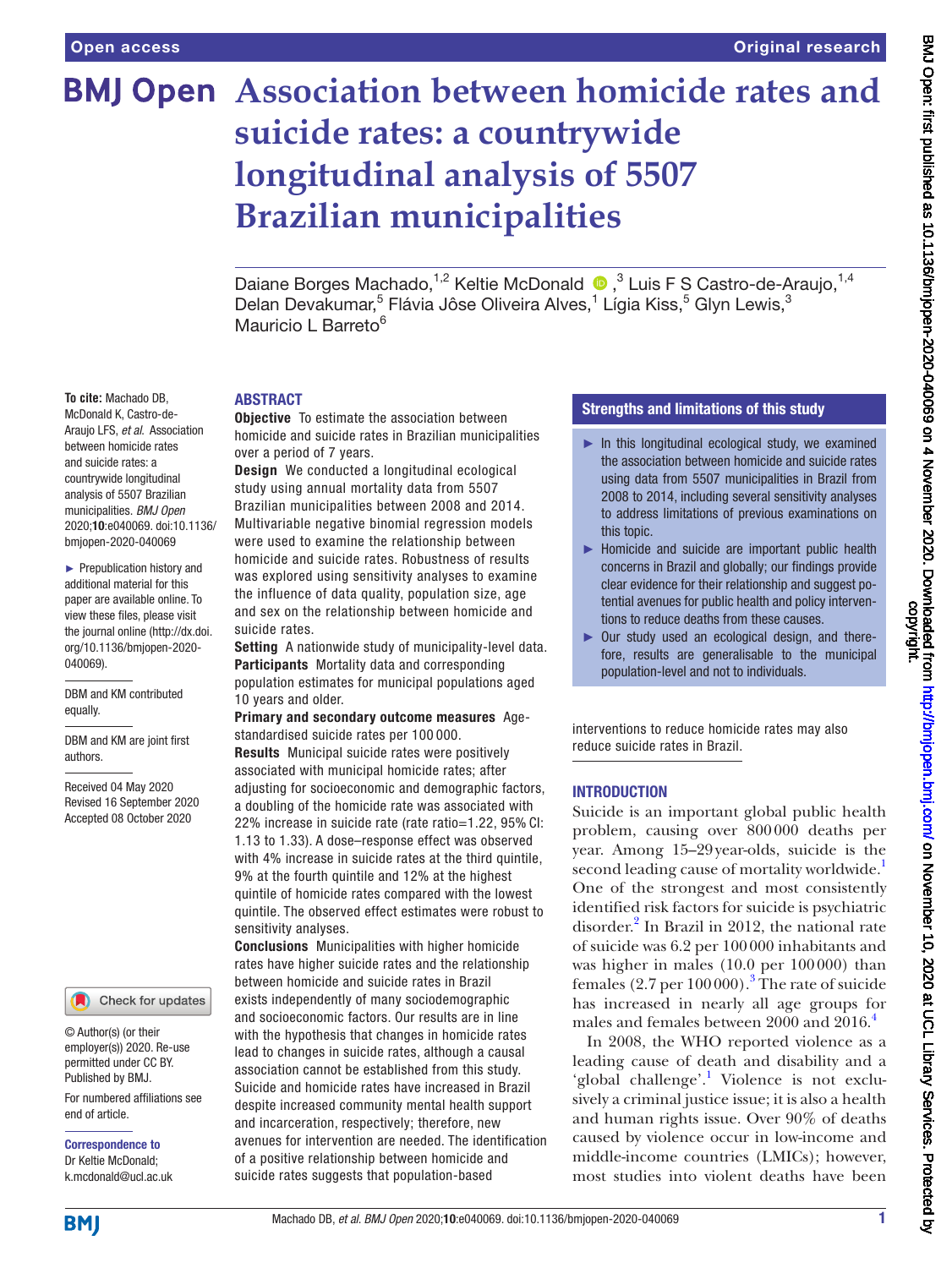# Association between homicide rates and suicide rates: a countrywide longitudinal analysis of 5507 Brazilian municipalities

Daiane Borges Machado,[1,2] Keltie McDonald,[3] Luis F S Castro-de-Araujo,[1,4] Delan Devakumar,[5] Flávia Jôse Oliveira Alves,[1] Lígia Kiss,[5] Glyn Lewis,[3] Mauricio L Barreto[6]

**To cite:** Machado DB, McDonald K, Castro-de-Araujo LFS, *et al*. Association between homicide rates and suicide rates: a countrywide longitudinal analysis of 5507 Brazilian municipalities. *BMJ Open* 2020;**10**:e040069. doi:10.1136/bmjopen-2020-040069

► Prepublication history and additional material for this paper are available online. To view these files, please visit the journal online (http://dx.doi.org/10.1136/bmjopen-2020-040069).

DBM and KM contributed equally.

DBM and KM are joint first authors.

Received 04 May 2020
Revised 16 September 2020
Accepted 08 October 2020

© Author(s) (or their employer(s)) 2020. Re-use permitted under CC BY. Published by BMJ.

For numbered affiliations see end of article.

**Correspondence to**
Dr Keltie McDonald;
k.mcdonald@ucl.ac.uk

## ABSTRACT

**Objective** To estimate the association between homicide and suicide rates in Brazilian municipalities over a period of 7 years.

**Design** We conducted a longitudinal ecological study using annual mortality data from 5507 Brazilian municipalities between 2008 and 2014. Multivariable negative binomial regression models were used to examine the relationship between homicide and suicide rates. Robustness of results was explored using sensitivity analyses to examine the influence of data quality, population size, age and sex on the relationship between homicide and suicide rates.

**Setting** A nationwide study of municipality-level data.

**Participants** Mortality data and corresponding population estimates for municipal populations aged 10 years and older.

**Primary and secondary outcome measures** Age-standardised suicide rates per 100 000.

**Results** Municipal suicide rates were positively associated with municipal homicide rates; after adjusting for socioeconomic and demographic factors, a doubling of the homicide rate was associated with 22% increase in suicide rate (rate ratio=1.22, 95% CI: 1.13 to 1.33). A dose–response effect was observed with 4% increase in suicide rates at the third quintile, 9% at the fourth quintile and 12% at the highest quintile of homicide rates compared with the lowest quintile. The observed effect estimates were robust to sensitivity analyses.

**Conclusions** Municipalities with higher homicide rates have higher suicide rates and the relationship between homicide and suicide rates in Brazil exists independently of many sociodemographic and socioeconomic factors. Our results are in line with the hypothesis that changes in homicide rates lead to changes in suicide rates, although a causal association cannot be established from this study. Suicide and homicide rates have increased in Brazil despite increased community mental health support and incarceration, respectively; therefore, new avenues for intervention are needed. The identification of a positive relationship between homicide and suicide rates suggests that population-based interventions to reduce homicide rates may also reduce suicide rates in Brazil.

## Strengths and limitations of this study

- In this longitudinal ecological study, we examined the association between homicide and suicide rates using data from 5507 municipalities in Brazil from 2008 to 2014, including several sensitivity analyses to address limitations of previous examinations on this topic.
- Homicide and suicide are important public health concerns in Brazil and globally; our findings provide clear evidence for their relationship and suggest potential avenues for public health and policy interventions to reduce deaths from these causes.
- Our study used an ecological design, and therefore, results are generalisable to the municipal population-level and not to individuals.

## INTRODUCTION

Suicide is an important global public health problem, causing over 800 000 deaths per year. Among 15–29 year-olds, suicide is the second leading cause of mortality worldwide.[1] One of the strongest and most consistently identified risk factors for suicide is psychiatric disorder.[2] In Brazil in 2012, the national rate of suicide was 6.2 per 100 000 inhabitants and was higher in males (10.0 per 100 000) than females (2.7 per 100 000).[3] The rate of suicide has increased in nearly all age groups for males and females between 2000 and 2016.[4]

In 2008, the WHO reported violence as a leading cause of death and disability and a 'global challenge'.[1] Violence is not exclusively a criminal justice issue; it is also a health and human rights issue. Over 90% of deaths caused by violence occur in low-income and middle-income countries (LMICs); however, most studies into violent deaths have been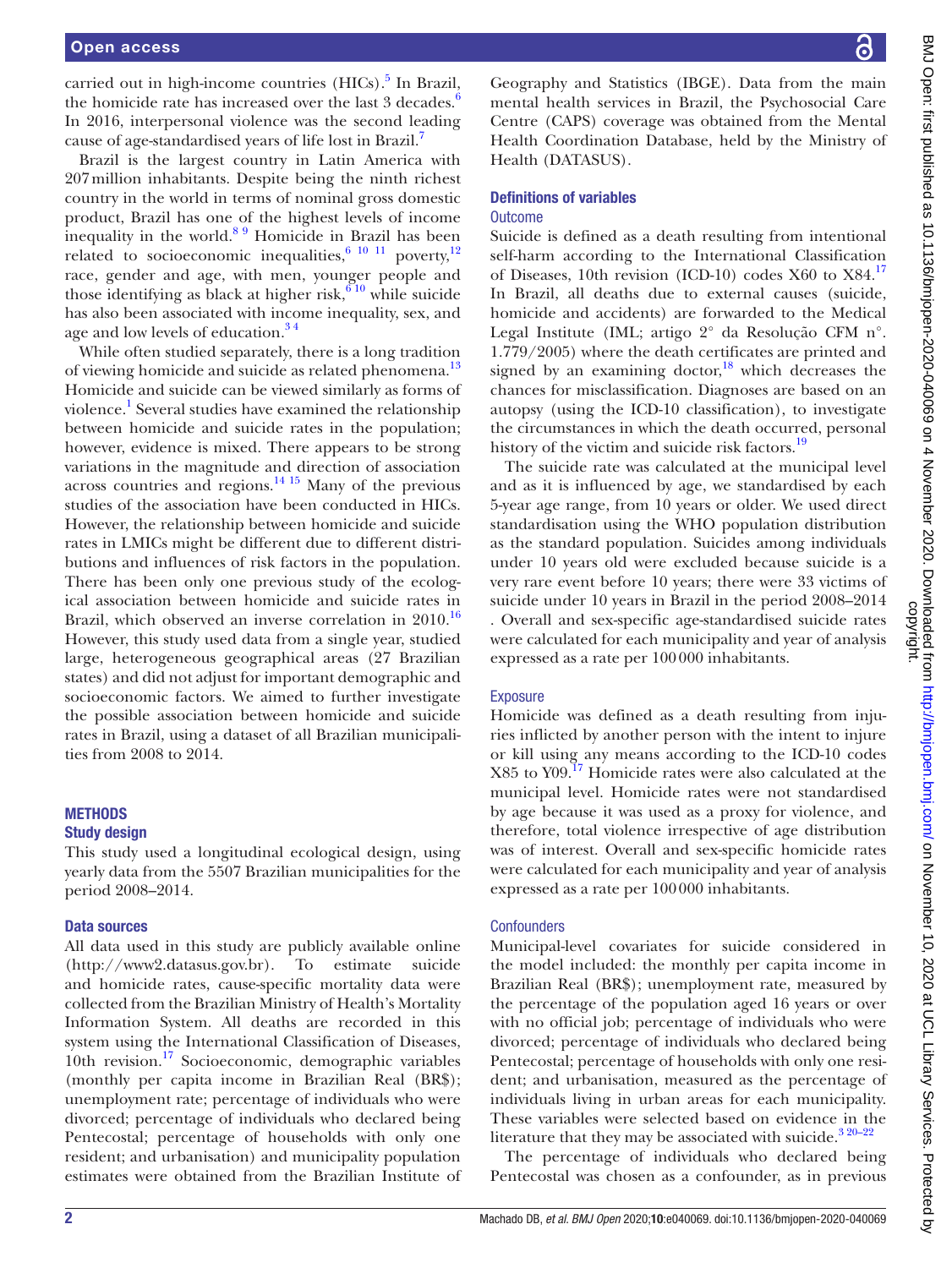carried out in high-income countries (HICs).[5] In Brazil, the homicide rate has increased over the last 3 decades.[6] In 2016, interpersonal violence was the second leading cause of age-standardised years of life lost in Brazil.[7]

Brazil is the largest country in Latin America with 207 million inhabitants. Despite being the ninth richest country in the world in terms of nominal gross domestic product, Brazil has one of the highest levels of income inequality in the world.[8 9] Homicide in Brazil has been related to socioeconomic inequalities,[6 10 11] poverty,[12] race, gender and age, with men, younger people and those identifying as black at higher risk,[6 10] while suicide has also been associated with income inequality, sex, and age and low levels of education.[3 4]

While often studied separately, there is a long tradition of viewing homicide and suicide as related phenomena.[13] Homicide and suicide can be viewed similarly as forms of violence.[1] Several studies have examined the relationship between homicide and suicide rates in the population; however, evidence is mixed. There appears to be strong variations in the magnitude and direction of association across countries and regions.[14 15] Many of the previous studies of the association have been conducted in HICs. However, the relationship between homicide and suicide rates in LMICs might be different due to different distributions and influences of risk factors in the population. There has been only one previous study of the ecological association between homicide and suicide rates in Brazil, which observed an inverse correlation in 2010.[16] However, this study used data from a single year, studied large, heterogeneous geographical areas (27 Brazilian states) and did not adjust for important demographic and socioeconomic factors. We aimed to further investigate the possible association between homicide and suicide rates in Brazil, using a dataset of all Brazilian municipalities from 2008 to 2014.

## METHODS

### Study design

This study used a longitudinal ecological design, using yearly data from the 5507 Brazilian municipalities for the period 2008–2014.

### Data sources

All data used in this study are publicly available online (http://www2.datasus.gov.br). To estimate suicide and homicide rates, cause-specific mortality data were collected from the Brazilian Ministry of Health's Mortality Information System. All deaths are recorded in this system using the International Classification of Diseases, 10th revision.[17] Socioeconomic, demographic variables (monthly per capita income in Brazilian Real (BR$); unemployment rate; percentage of individuals who were divorced; percentage of individuals who declared being Pentecostal; percentage of households with only one resident; and urbanisation) and municipality population estimates were obtained from the Brazilian Institute of Geography and Statistics (IBGE). Data from the main mental health services in Brazil, the Psychosocial Care Centre (CAPS) coverage was obtained from the Mental Health Coordination Database, held by the Ministry of Health (DATASUS).

### Definitions of variables

#### Outcome

Suicide is defined as a death resulting from intentional self-harm according to the International Classification of Diseases, 10th revision (ICD-10) codes X60 to X84.[17] In Brazil, all deaths due to external causes (suicide, homicide and accidents) are forwarded to the Medical Legal Institute (IML; artigo 2° da Resolução CFM n°. 1.779/2005) where the death certificates are printed and signed by an examining doctor,[18] which decreases the chances for misclassification. Diagnoses are based on an autopsy (using the ICD-10 classification), to investigate the circumstances in which the death occurred, personal history of the victim and suicide risk factors.[19]

The suicide rate was calculated at the municipal level and as it is influenced by age, we standardised by each 5-year age range, from 10 years or older. We used direct standardisation using the WHO population distribution as the standard population. Suicides among individuals under 10 years old were excluded because suicide is a very rare event before 10 years; there were 33 victims of suicide under 10 years in Brazil in the period 2008–2014 . Overall and sex-specific age-standardised suicide rates were calculated for each municipality and year of analysis expressed as a rate per 100 000 inhabitants.

#### Exposure

Homicide was defined as a death resulting from injuries inflicted by another person with the intent to injure or kill using any means according to the ICD-10 codes X85 to Y09.[17] Homicide rates were also calculated at the municipal level. Homicide rates were not standardised by age because it was used as a proxy for violence, and therefore, total violence irrespective of age distribution was of interest. Overall and sex-specific homicide rates were calculated for each municipality and year of analysis expressed as a rate per 100 000 inhabitants.

#### Confounders

Municipal-level covariates for suicide considered in the model included: the monthly per capita income in Brazilian Real (BR$); unemployment rate, measured by the percentage of the population aged 16 years or over with no official job; percentage of individuals who were divorced; percentage of individuals who declared being Pentecostal; percentage of households with only one resident; and urbanisation, measured as the percentage of individuals living in urban areas for each municipality. These variables were selected based on evidence in the literature that they may be associated with suicide.[3 20–22]

The percentage of individuals who declared being Pentecostal was chosen as a confounder, as in previous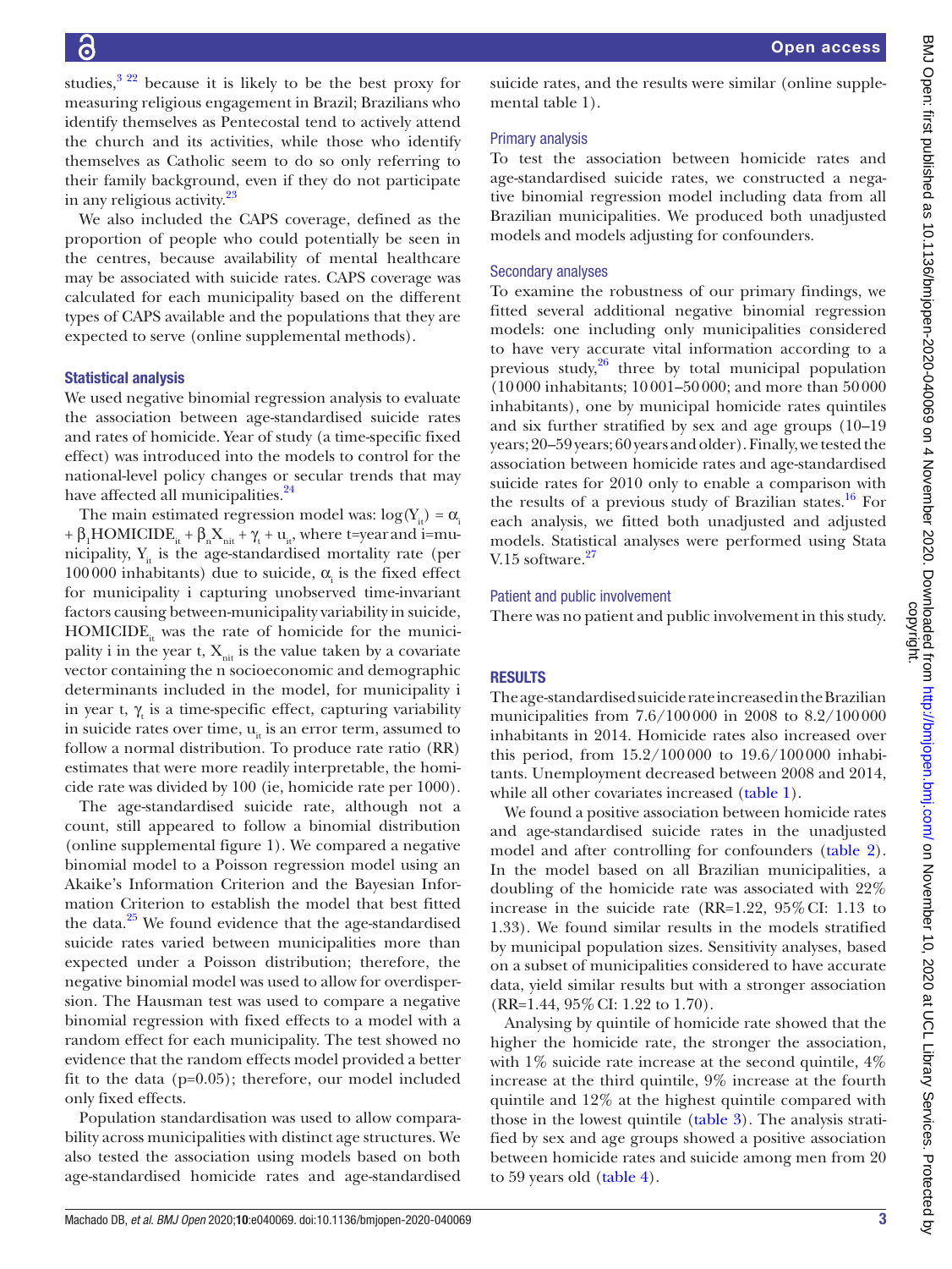studies,[3,22] because it is likely to be the best proxy for measuring religious engagement in Brazil; Brazilians who identify themselves as Pentecostal tend to actively attend the church and its activities, while those who identify themselves as Catholic seem to do so only referring to their family background, even if they do not participate in any religious activity.[23]

We also included the CAPS coverage, defined as the proportion of people who could potentially be seen in the centres, because availability of mental healthcare may be associated with suicide rates. CAPS coverage was calculated for each municipality based on the different types of CAPS available and the populations that they are expected to serve (online supplemental methods).

### Statistical analysis

We used negative binomial regression analysis to evaluate the association between age-standardised suicide rates and rates of homicide. Year of study (a time-specific fixed effect) was introduced into the models to control for the national-level policy changes or secular trends that may have affected all municipalities.[24]

The main estimated regression model was: $\log(Y_{it}) = \alpha_i + \beta_1 HOMICIDE_{it} + \beta_n X_{nit} + \gamma_t + u_{it}$, where t=year and i=municipality, $Y_{it}$ is the age-standardised mortality rate (per 100 000 inhabitants) due to suicide, $\alpha_i$ is the fixed effect for municipality i capturing unobserved time-invariant factors causing between-municipality variability in suicide, $HOMICIDE_{it}$ was the rate of homicide for the municipality i in the year t, $X_{nit}$ is the value taken by a covariate vector containing the n socioeconomic and demographic determinants included in the model, for municipality i in year t, $\gamma_t$ is a time-specific effect, capturing variability in suicide rates over time, $u_{it}$ is an error term, assumed to follow a normal distribution. To produce rate ratio (RR) estimates that were more readily interpretable, the homicide rate was divided by 100 (ie, homicide rate per 1000).

The age-standardised suicide rate, although not a count, still appeared to follow a binomial distribution (online supplemental figure 1). We compared a negative binomial model to a Poisson regression model using an Akaike's Information Criterion and the Bayesian Information Criterion to establish the model that best fitted the data.[25] We found evidence that the age-standardised suicide rates varied between municipalities more than expected under a Poisson distribution; therefore, the negative binomial model was used to allow for overdispersion. The Hausman test was used to compare a negative binomial regression with fixed effects to a model with a random effect for each municipality. The test showed no evidence that the random effects model provided a better fit to the data (p=0.05); therefore, our model included only fixed effects.

Population standardisation was used to allow comparability across municipalities with distinct age structures. We also tested the association using models based on both age-standardised homicide rates and age-standardised suicide rates, and the results were similar (online supplemental table 1).

#### Primary analysis

To test the association between homicide rates and age-standardised suicide rates, we constructed a negative binomial regression model including data from all Brazilian municipalities. We produced both unadjusted models and models adjusting for confounders.

#### Secondary analyses

To examine the robustness of our primary findings, we fitted several additional negative binomial regression models: one including only municipalities considered to have very accurate vital information according to a previous study,[26] three by total municipal population (10 000 inhabitants; 10 001–50 000; and more than 50 000 inhabitants), one by municipal homicide rates quintiles and six further stratified by sex and age groups (10–19 years; 20–59 years; 60 years and older). Finally, we tested the association between homicide rates and age-standardised suicide rates for 2010 only to enable a comparison with the results of a previous study of Brazilian states.[16] For each analysis, we fitted both unadjusted and adjusted models. Statistical analyses were performed using Stata V.15 software.[27]

#### Patient and public involvement

There was no patient and public involvement in this study.

## RESULTS

The age-standardised suicide rate increased in the Brazilian municipalities from 7.6/100 000 in 2008 to 8.2/100 000 inhabitants in 2014. Homicide rates also increased over this period, from 15.2/100 000 to 19.6/100 000 inhabitants. Unemployment decreased between 2008 and 2014, while all other covariates increased (table 1).

We found a positive association between homicide rates and age-standardised suicide rates in the unadjusted model and after controlling for confounders (table 2). In the model based on all Brazilian municipalities, a doubling of the homicide rate was associated with 22% increase in the suicide rate (RR=1.22, 95% CI: 1.13 to 1.33). We found similar results in the models stratified by municipal population sizes. Sensitivity analyses, based on a subset of municipalities considered to have accurate data, yield similar results but with a stronger association (RR=1.44, 95% CI: 1.22 to 1.70).

Analysing by quintile of homicide rate showed that the higher the homicide rate, the stronger the association, with 1% suicide rate increase at the second quintile, 4% increase at the third quintile, 9% increase at the fourth quintile and 12% at the highest quintile compared with those in the lowest quintile (table 3). The analysis stratified by sex and age groups showed a positive association between homicide rates and suicide among men from 20 to 59 years old (table 4).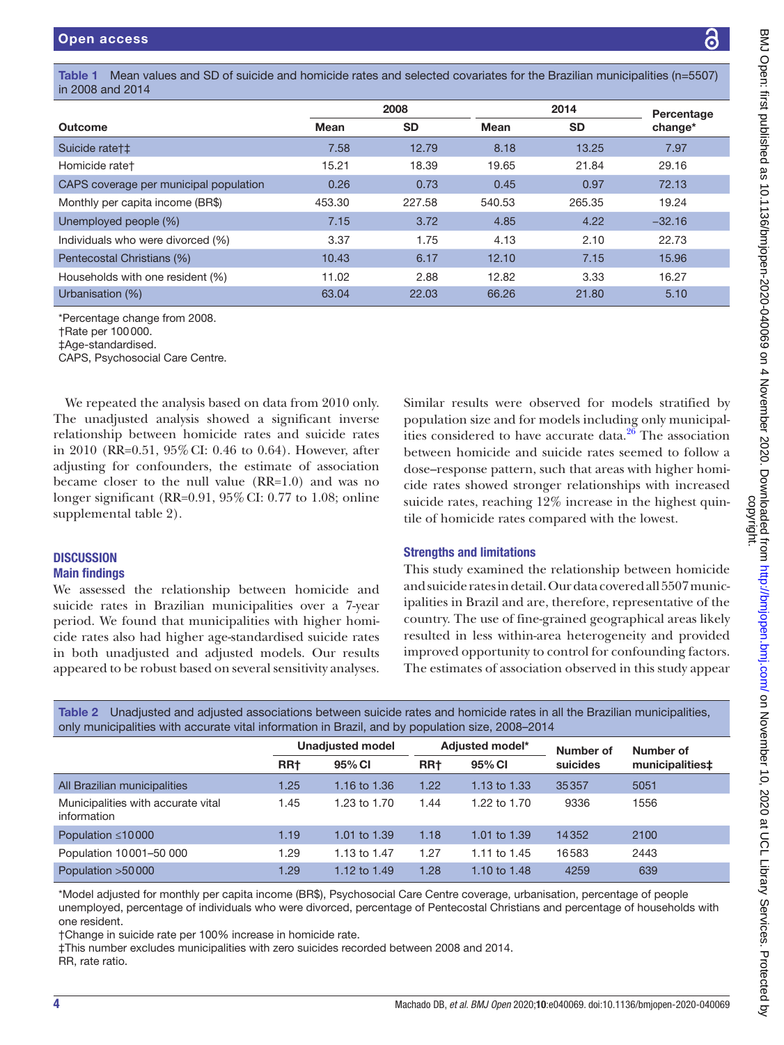Table 1 Mean values and SD of suicide and homicide rates and selected covariates for the Brazilian municipalities (n=5507) in 2008 and 2014

| Outcome | 2008 | | 2014 | | Percentage change* |
|---|---|---|---|---|---|
| | Mean | SD | Mean | SD | |
| Suicide rate†‡ | 7.58 | 12.79 | 8.18 | 13.25 | 7.97 |
| Homicide rate† | 15.21 | 18.39 | 19.65 | 21.84 | 29.16 |
| CAPS coverage per municipal population | 0.26 | 0.73 | 0.45 | 0.97 | 72.13 |
| Monthly per capita income (BR$) | 453.30 | 227.58 | 540.53 | 265.35 | 19.24 |
| Unemployed people (%) | 7.15 | 3.72 | 4.85 | 4.22 | −32.16 |
| Individuals who were divorced (%) | 3.37 | 1.75 | 4.13 | 2.10 | 22.73 |
| Pentecostal Christians (%) | 10.43 | 6.17 | 12.10 | 7.15 | 15.96 |
| Households with one resident (%) | 11.02 | 2.88 | 12.82 | 3.33 | 16.27 |
| Urbanisation (%) | 63.04 | 22.03 | 66.26 | 21.80 | 5.10 |

*Percentage change from 2008.
†Rate per 100 000.
‡Age-standardised.
CAPS, Psychosocial Care Centre.

We repeated the analysis based on data from 2010 only. The unadjusted analysis showed a significant inverse relationship between homicide rates and suicide rates in 2010 (RR=0.51, 95% CI: 0.46 to 0.64). However, after adjusting for confounders, the estimate of association became closer to the null value (RR=1.0) and was no longer significant (RR=0.91, 95% CI: 0.77 to 1.08; online supplemental table 2).

## DISCUSSION

### Main findings

We assessed the relationship between homicide and suicide rates in Brazilian municipalities over a 7-year period. We found that municipalities with higher homicide rates also had higher age-standardised suicide rates in both unadjusted and adjusted models. Our results appeared to be robust based on several sensitivity analyses. Similar results were observed for models stratified by population size and for models including only municipalities considered to have accurate data.[26] The association between homicide and suicide rates seemed to follow a dose–response pattern, such that areas with higher homicide rates showed stronger relationships with increased suicide rates, reaching 12% increase in the highest quintile of homicide rates compared with the lowest.

### Strengths and limitations

This study examined the relationship between homicide and suicide rates in detail. Our data covered all 5507 municipalities in Brazil and are, therefore, representative of the country. The use of fine-grained geographical areas likely resulted in less within-area heterogeneity and provided improved opportunity to control for confounding factors. The estimates of association observed in this study appear

Table 2 Unadjusted and adjusted associations between suicide rates and homicide rates in all the Brazilian municipalities, only municipalities with accurate vital information in Brazil, and by population size, 2008–2014

| | Unadjusted model | | Adjusted model* | | Number of suicides | Number of municipalities‡ |
|---|---|---|---|---|---|---|
| | RR† | 95% CI | RR† | 95% CI | | |
| All Brazilian municipalities | 1.25 | 1.16 to 1.36 | 1.22 | 1.13 to 1.33 | 35 357 | 5051 |
| Municipalities with accurate vital information | 1.45 | 1.23 to 1.70 | 1.44 | 1.22 to 1.70 | 9336 | 1556 |
| Population ≤10 000 | 1.19 | 1.01 to 1.39 | 1.18 | 1.01 to 1.39 | 14 352 | 2100 |
| Population 10 001–50 000 | 1.29 | 1.13 to 1.47 | 1.27 | 1.11 to 1.45 | 16 583 | 2443 |
| Population >50 000 | 1.29 | 1.12 to 1.49 | 1.28 | 1.10 to 1.48 | 4259 | 639 |

*Model adjusted for monthly per capita income (BR$), Psychosocial Care Centre coverage, urbanisation, percentage of people unemployed, percentage of individuals who were divorced, percentage of Pentecostal Christians and percentage of households with one resident.
†Change in suicide rate per 100% increase in homicide rate.
‡This number excludes municipalities with zero suicides recorded between 2008 and 2014.
RR, rate ratio.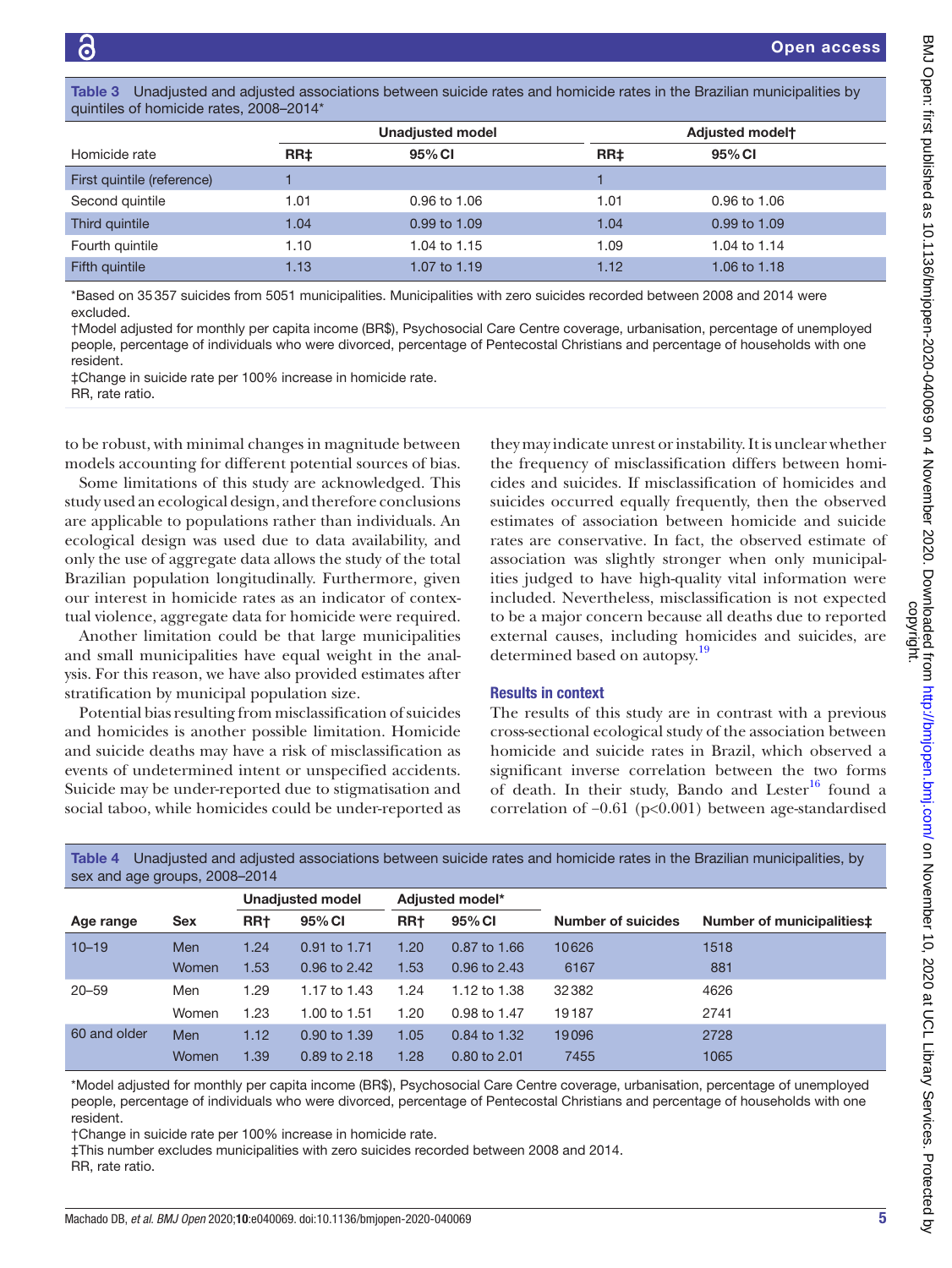**Table 3** Unadjusted and adjusted associations between suicide rates and homicide rates in the Brazilian municipalities by quintiles of homicide rates, 2008–2014*

| Homicide rate | Unadjusted model | | Adjusted model† | |
|---|---|---|---|---|
| | RR‡ | 95% CI | RR‡ | 95% CI |
| First quintile (reference) | 1 | | 1 | |
| Second quintile | 1.01 | 0.96 to 1.06 | 1.01 | 0.96 to 1.06 |
| Third quintile | 1.04 | 0.99 to 1.09 | 1.04 | 0.99 to 1.09 |
| Fourth quintile | 1.10 | 1.04 to 1.15 | 1.09 | 1.04 to 1.14 |
| Fifth quintile | 1.13 | 1.07 to 1.19 | 1.12 | 1.06 to 1.18 |

*Based on 35 357 suicides from 5051 municipalities. Municipalities with zero suicides recorded between 2008 and 2014 were excluded.
†Model adjusted for monthly per capita income (BR$), Psychosocial Care Centre coverage, urbanisation, percentage of unemployed people, percentage of individuals who were divorced, percentage of Pentecostal Christians and percentage of households with one resident.
‡Change in suicide rate per 100% increase in homicide rate.
RR, rate ratio.

to be robust, with minimal changes in magnitude between models accounting for different potential sources of bias.

Some limitations of this study are acknowledged. This study used an ecological design, and therefore conclusions are applicable to populations rather than individuals. An ecological design was used due to data availability, and only the use of aggregate data allows the study of the total Brazilian population longitudinally. Furthermore, given our interest in homicide rates as an indicator of contextual violence, aggregate data for homicide were required.

Another limitation could be that large municipalities and small municipalities have equal weight in the analysis. For this reason, we have also provided estimates after stratification by municipal population size.

Potential bias resulting from misclassification of suicides and homicides is another possible limitation. Homicide and suicide deaths may have a risk of misclassification as events of undetermined intent or unspecified accidents. Suicide may be under-reported due to stigmatisation and social taboo, while homicides could be under-reported as they may indicate unrest or instability. It is unclear whether the frequency of misclassification differs between homicides and suicides. If misclassification of homicides and suicides occurred equally frequently, then the observed estimates of association between homicide and suicide rates are conservative. In fact, the observed estimate of association was slightly stronger when only municipalities judged to have high-quality vital information were included. Nevertheless, misclassification is not expected to be a major concern because all deaths due to reported external causes, including homicides and suicides, are determined based on autopsy.[19]

### Results in context

The results of this study are in contrast with a previous cross-sectional ecological study of the association between homicide and suicide rates in Brazil, which observed a significant inverse correlation between the two forms of death. In their study, Bando and Lester[16] found a correlation of −0.61 (p<0.001) between age-standardised

**Table 4** Unadjusted and adjusted associations between suicide rates and homicide rates in the Brazilian municipalities, by sex and age groups, 2008–2014

| Age range | Sex | Unadjusted model | | Adjusted model* | | Number of suicides | Number of municipalities‡ |
|---|---|---|---|---|---|---|---|
| | | RR† | 95% CI | RR† | 95% CI | | |
| 10–19 | Men | 1.24 | 0.91 to 1.71 | 1.20 | 0.87 to 1.66 | 10 626 | 1518 |
| | Women | 1.53 | 0.96 to 2.42 | 1.53 | 0.96 to 2.43 | 6167 | 881 |
| 20–59 | Men | 1.29 | 1.17 to 1.43 | 1.24 | 1.12 to 1.38 | 32 382 | 4626 |
| | Women | 1.23 | 1.00 to 1.51 | 1.20 | 0.98 to 1.47 | 19 187 | 2741 |
| 60 and older | Men | 1.12 | 0.90 to 1.39 | 1.05 | 0.84 to 1.32 | 19 096 | 2728 |
| | Women | 1.39 | 0.89 to 2.18 | 1.28 | 0.80 to 2.01 | 7455 | 1065 |

*Model adjusted for monthly per capita income (BR$), Psychosocial Care Centre coverage, urbanisation, percentage of unemployed people, percentage of individuals who were divorced, percentage of Pentecostal Christians and percentage of households with one resident.
†Change in suicide rate per 100% increase in homicide rate.
‡This number excludes municipalities with zero suicides recorded between 2008 and 2014.
RR, rate ratio.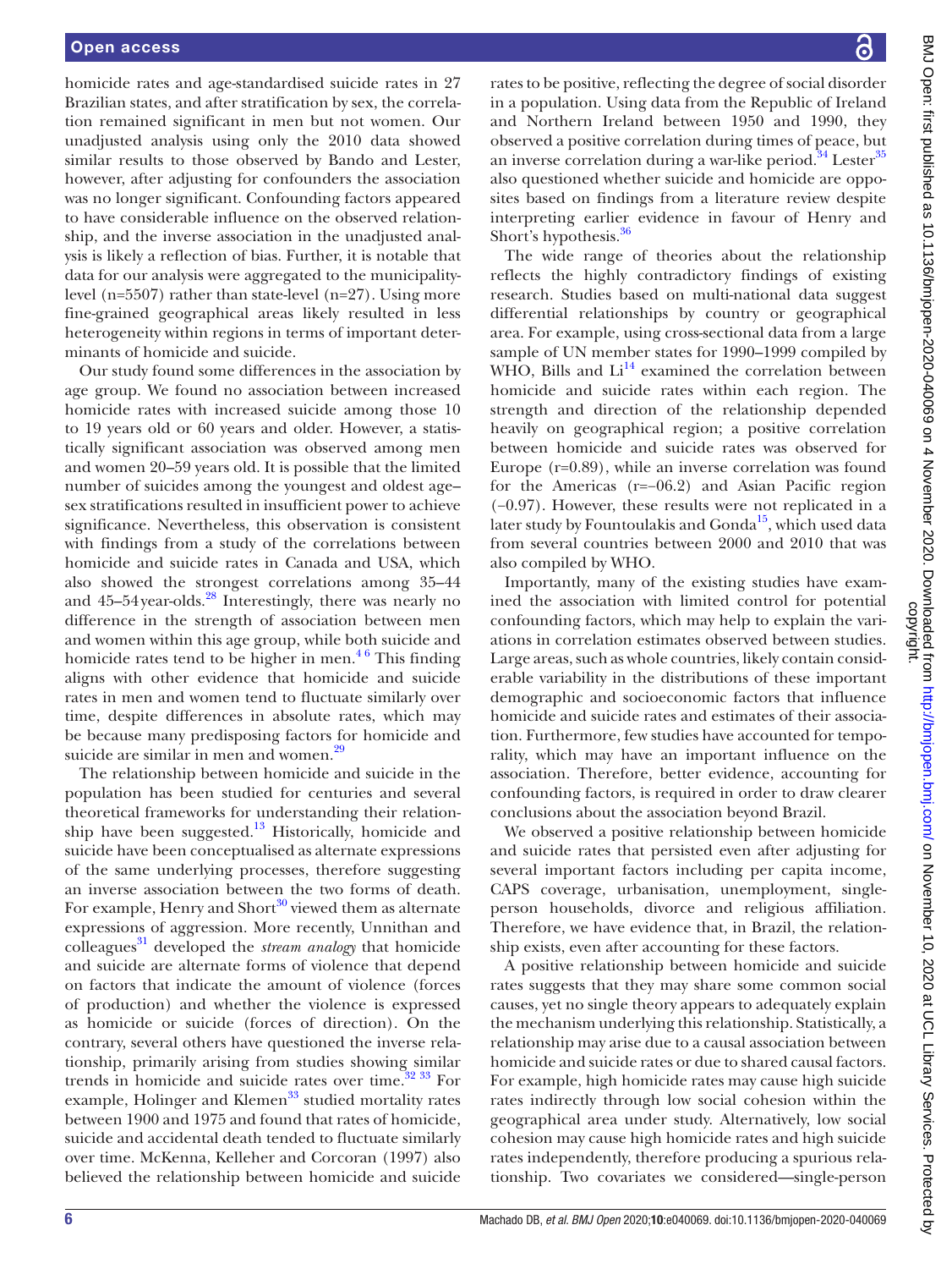homicide rates and age-standardised suicide rates in 27 Brazilian states, and after stratification by sex, the correlation remained significant in men but not women. Our unadjusted analysis using only the 2010 data showed similar results to those observed by Bando and Lester, however, after adjusting for confounders the association was no longer significant. Confounding factors appeared to have considerable influence on the observed relationship, and the inverse association in the unadjusted analysis is likely a reflection of bias. Further, it is notable that data for our analysis were aggregated to the municipality-level (n=5507) rather than state-level (n=27). Using more fine-grained geographical areas likely resulted in less heterogeneity within regions in terms of important determinants of homicide and suicide.

Our study found some differences in the association by age group. We found no association between increased homicide rates with increased suicide among those 10 to 19 years old or 60 years and older. However, a statistically significant association was observed among men and women 20–59 years old. It is possible that the limited number of suicides among the youngest and oldest age–sex stratifications resulted in insufficient power to achieve significance. Nevertheless, this observation is consistent with findings from a study of the correlations between homicide and suicide rates in Canada and USA, which also showed the strongest correlations among 35–44 and 45–54 year-olds.[28] Interestingly, there was nearly no difference in the strength of association between men and women within this age group, while both suicide and homicide rates tend to be higher in men.[4 6] This finding aligns with other evidence that homicide and suicide rates in men and women tend to fluctuate similarly over time, despite differences in absolute rates, which may be because many predisposing factors for homicide and suicide are similar in men and women.[29]

The relationship between homicide and suicide in the population has been studied for centuries and several theoretical frameworks for understanding their relationship have been suggested.[13] Historically, homicide and suicide have been conceptualised as alternate expressions of the same underlying processes, therefore suggesting an inverse association between the two forms of death. For example, Henry and Short[30] viewed them as alternate expressions of aggression. More recently, Unnithan and colleagues[31] developed the *stream analogy* that homicide and suicide are alternate forms of violence that depend on factors that indicate the amount of violence (forces of production) and whether the violence is expressed as homicide or suicide (forces of direction). On the contrary, several others have questioned the inverse relationship, primarily arising from studies showing similar trends in homicide and suicide rates over time.[32 33] For example, Holinger and Klemen[33] studied mortality rates between 1900 and 1975 and found that rates of homicide, suicide and accidental death tended to fluctuate similarly over time. McKenna, Kelleher and Corcoran (1997) also believed the relationship between homicide and suicide rates to be positive, reflecting the degree of social disorder in a population. Using data from the Republic of Ireland and Northern Ireland between 1950 and 1990, they observed a positive correlation during times of peace, but an inverse correlation during a war-like period.[34] Lester[35] also questioned whether suicide and homicide are opposites based on findings from a literature review despite interpreting earlier evidence in favour of Henry and Short's hypothesis.[36]

The wide range of theories about the relationship reflects the highly contradictory findings of existing research. Studies based on multi-national data suggest differential relationships by country or geographical area. For example, using cross-sectional data from a large sample of UN member states for 1990–1999 compiled by WHO, Bills and Li[14] examined the correlation between homicide and suicide rates within each region. The strength and direction of the relationship depended heavily on geographical region; a positive correlation between homicide and suicide rates was observed for Europe (r=0.89), while an inverse correlation was found for the Americas (r=−06.2) and Asian Pacific region (−0.97). However, these results were not replicated in a later study by Fountoulakis and Gonda[15], which used data from several countries between 2000 and 2010 that was also compiled by WHO.

Importantly, many of the existing studies have examined the association with limited control for potential confounding factors, which may help to explain the variations in correlation estimates observed between studies. Large areas, such as whole countries, likely contain considerable variability in the distributions of these important demographic and socioeconomic factors that influence homicide and suicide rates and estimates of their association. Furthermore, few studies have accounted for temporality, which may have an important influence on the association. Therefore, better evidence, accounting for confounding factors, is required in order to draw clearer conclusions about the association beyond Brazil.

We observed a positive relationship between homicide and suicide rates that persisted even after adjusting for several important factors including per capita income, CAPS coverage, urbanisation, unemployment, single-person households, divorce and religious affiliation. Therefore, we have evidence that, in Brazil, the relationship exists, even after accounting for these factors.

A positive relationship between homicide and suicide rates suggests that they may share some common social causes, yet no single theory appears to adequately explain the mechanism underlying this relationship. Statistically, a relationship may arise due to a causal association between homicide and suicide rates or due to shared causal factors. For example, high homicide rates may cause high suicide rates indirectly through low social cohesion within the geographical area under study. Alternatively, low social cohesion may cause high homicide rates and high suicide rates independently, therefore producing a spurious relationship. Two covariates we considered—single-person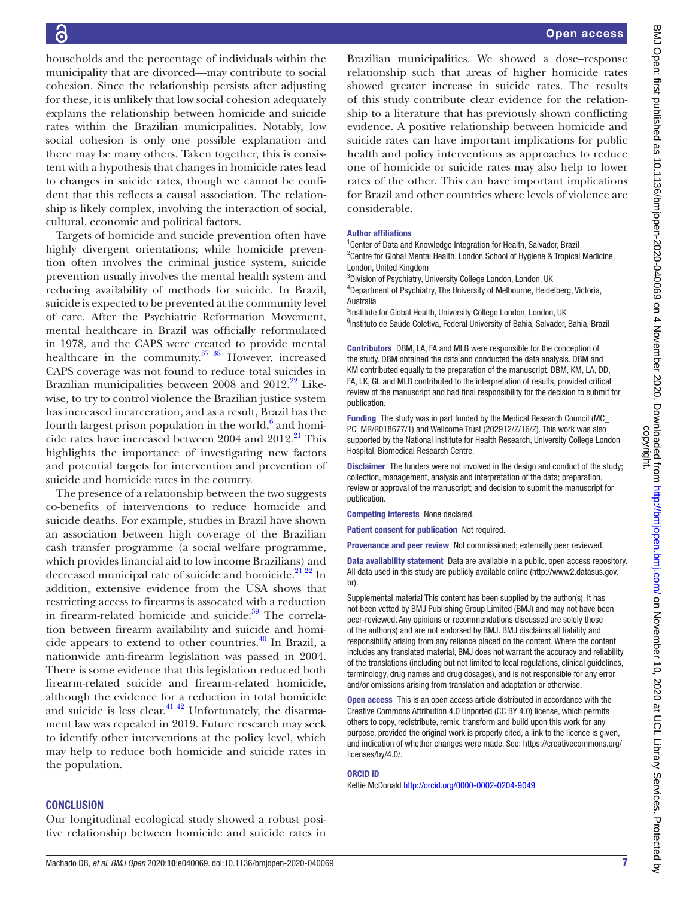households and the percentage of individuals within the municipality that are divorced—may contribute to social cohesion. Since the relationship persists after adjusting for these, it is unlikely that low social cohesion adequately explains the relationship between homicide and suicide rates within the Brazilian municipalities. Notably, low social cohesion is only one possible explanation and there may be many others. Taken together, this is consistent with a hypothesis that changes in homicide rates lead to changes in suicide rates, though we cannot be confident that this reflects a causal association. The relationship is likely complex, involving the interaction of social, cultural, economic and political factors.

Targets of homicide and suicide prevention often have highly divergent orientations; while homicide prevention often involves the criminal justice system, suicide prevention usually involves the mental health system and reducing availability of methods for suicide. In Brazil, suicide is expected to be prevented at the community level of care. After the Psychiatric Reformation Movement, mental healthcare in Brazil was officially reformulated in 1978, and the CAPS were created to provide mental healthcare in the community.[37 38] However, increased CAPS coverage was not found to reduce total suicides in Brazilian municipalities between 2008 and 2012.[22] Likewise, to try to control violence the Brazilian justice system has increased incarceration, and as a result, Brazil has the fourth largest prison population in the world,[6] and homicide rates have increased between 2004 and 2012.[21] This highlights the importance of investigating new factors and potential targets for intervention and prevention of suicide and homicide rates in the country.

The presence of a relationship between the two suggests co-benefits of interventions to reduce homicide and suicide deaths. For example, studies in Brazil have shown an association between high coverage of the Brazilian cash transfer programme (a social welfare programme, which provides financial aid to low income Brazilians) and decreased municipal rate of suicide and homicide.[21 22] In addition, extensive evidence from the USA shows that restricting access to firearms is assocated with a reduction in firearm-related homicide and suicide.[39] The correlation between firearm availability and suicide and homicide appears to extend to other countries.[40] In Brazil, a nationwide anti-firearm legislation was passed in 2004. There is some evidence that this legislation reduced both firearm-related suicide and firearm-related homicide, although the evidence for a reduction in total homicide and suicide is less clear.[41 42] Unfortunately, the disarmament law was repealed in 2019. Future research may seek to identify other interventions at the policy level, which may help to reduce both homicide and suicide rates in the population.

## CONCLUSION

Our longitudinal ecological study showed a robust positive relationship between homicide and suicide rates in Brazilian municipalities. We showed a dose–response relationship such that areas of higher homicide rates showed greater increase in suicide rates. The results of this study contribute clear evidence for the relationship to a literature that has previously shown conflicting evidence. A positive relationship between homicide and suicide rates can have important implications for public health and policy interventions as approaches to reduce one of homicide or suicide rates may also help to lower rates of the other. This can have important implications for Brazil and other countries where levels of violence are considerable.

**Author affiliations**

[1]Center of Data and Knowledge Integration for Health, Salvador, Brazil
[2]Centre for Global Mental Health, London School of Hygiene & Tropical Medicine, London, United Kingdom
[3]Division of Psychiatry, University College London, London, UK
[4]Department of Psychiatry, The University of Melbourne, Heidelberg, Victoria, Australia
[5]Institute for Global Health, University College London, London, UK
[6]Instituto de Saúde Coletiva, Federal University of Bahia, Salvador, Bahia, Brazil

**Contributors** DBM, LA, FA and MLB were responsible for the conception of the study. DBM obtained the data and conducted the data analysis. DBM and KM contributed equally to the preparation of the manuscript. DBM, KM, LA, DD, FA, LK, GL and MLB contributed to the interpretation of results, provided critical review of the manuscript and had final responsibility for the decision to submit for publication.

**Funding** The study was in part funded by the Medical Research Council (MC_PC_MR/R018677/1) and Wellcome Trust (202912/Z/16/Z). This work was also supported by the National Institute for Health Research, University College London Hospital, Biomedical Research Centre.

**Disclaimer** The funders were not involved in the design and conduct of the study; collection, management, analysis and interpretation of the data; preparation, review or approval of the manuscript; and decision to submit the manuscript for publication.

**Competing interests** None declared.

**Patient consent for publication** Not required.

**Provenance and peer review** Not commissioned; externally peer reviewed.

**Data availability statement** Data are available in a public, open access repository. All data used in this study are publicly available online (http://www2.datasus.gov.br).

Supplemental material This content has been supplied by the author(s). It has not been vetted by BMJ Publishing Group Limited (BMJ) and may not have been peer-reviewed. Any opinions or recommendations discussed are solely those of the author(s) and are not endorsed by BMJ. BMJ disclaims all liability and responsibility arising from any reliance placed on the content. Where the content includes any translated material, BMJ does not warrant the accuracy and reliability of the translations (including but not limited to local regulations, clinical guidelines, terminology, drug names and drug dosages), and is not responsible for any error and/or omissions arising from translation and adaptation or otherwise.

**Open access** This is an open access article distributed in accordance with the Creative Commons Attribution 4.0 Unported (CC BY 4.0) license, which permits others to copy, redistribute, remix, transform and build upon this work for any purpose, provided the original work is properly cited, a link to the licence is given, and indication of whether changes were made. See: https://creativecommons.org/licenses/by/4.0/.

**ORCID iD**

Keltie McDonald http://orcid.org/0000-0002-0204-9049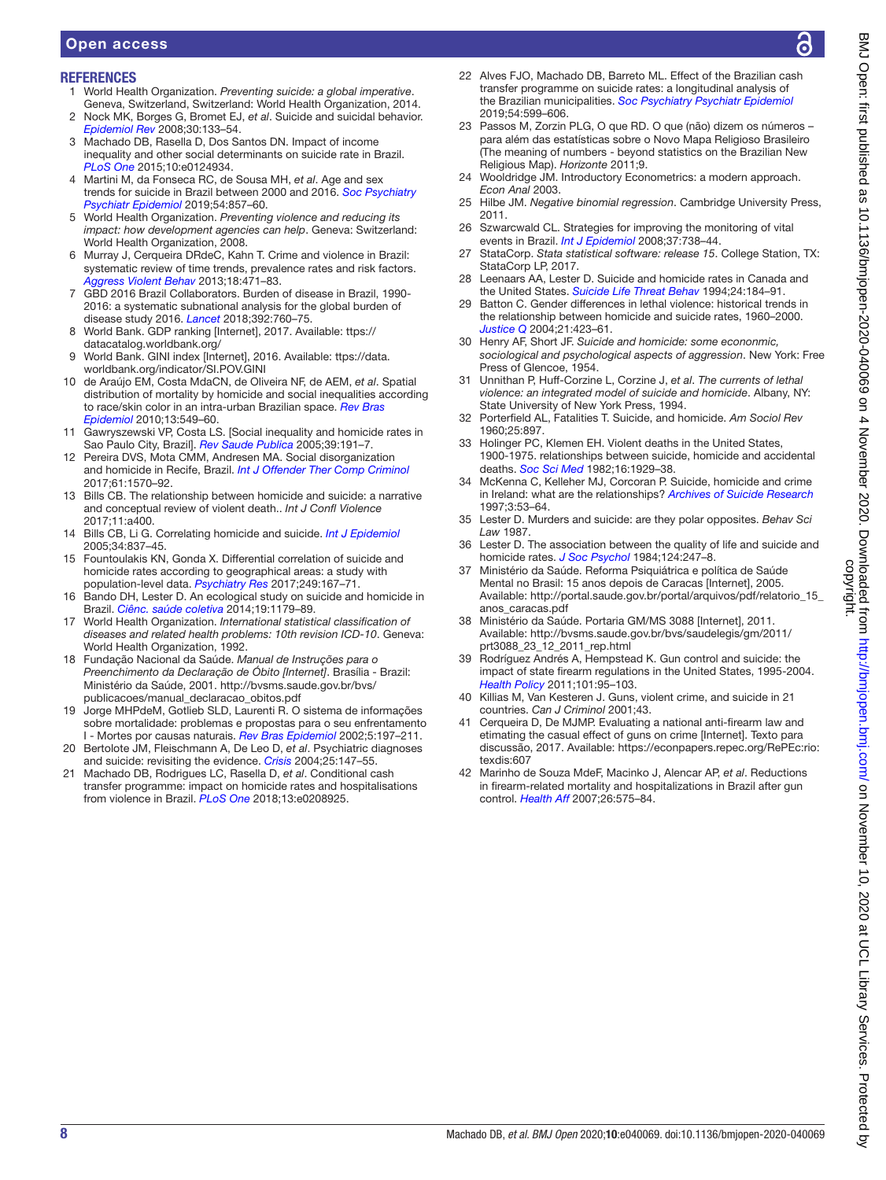## REFERENCES

1. World Health Organization. *Preventing suicide: a global imperative*. Geneva, Switzerland, Switzerland: World Health Organization, 2014.
2. Nock MK, Borges G, Bromet EJ, *et al*. Suicide and suicidal behavior. *Epidemiol Rev* 2008;30:133–54.
3. Machado DB, Rasella D, Dos Santos DN. Impact of income inequality and other social determinants on suicide rate in Brazil. *PLoS One* 2015;10:e0124934.
4. Martini M, da Fonseca RC, de Sousa MH, *et al*. Age and sex trends for suicide in Brazil between 2000 and 2016. *Soc Psychiatry Psychiatr Epidemiol* 2019;54:857–60.
5. World Health Organization. *Preventing violence and reducing its impact: how development agencies can help*. Geneva: Switzerland: World Health Organization, 2008.
6. Murray J, Cerqueira DRdeC, Kahn T. Crime and violence in Brazil: systematic review of time trends, prevalence rates and risk factors. *Aggress Violent Behav* 2013;18:471–83.
7. GBD 2016 Brazil Collaborators. Burden of disease in Brazil, 1990-2016: a systematic subnational analysis for the global burden of disease study 2016. *Lancet* 2018;392:760–75.
8. World Bank. GDP ranking [Internet], 2017. Available: ttps://datacatalog.worldbank.org/
9. World Bank. GINI index [Internet], 2016. Available: ttps://data.worldbank.org/indicator/SI.POV.GINI
10. de Araújo EM, Costa MdaCN, de Oliveira NF, de AEM, *et al*. Spatial distribution of mortality by homicide and social inequalities according to race/skin color in an intra-urban Brazilian space. *Rev Bras Epidemiol* 2010;13:549–60.
11. Gawryszewski VP, Costa LS. [Social inequality and homicide rates in Sao Paulo City, Brazil]. *Rev Saude Publica* 2005;39:191–7.
12. Pereira DVS, Mota CMM, Andresen MA. Social disorganization and homicide in Recife, Brazil. *Int J Offender Ther Comp Criminol* 2017;61:1570–92.
13. Bills CB. The relationship between homicide and suicide: a narrative and conceptual review of violent death.. *Int J Confl Violence* 2017;11:a400.
14. Bills CB, Li G. Correlating homicide and suicide. *Int J Epidemiol* 2005;34:837–45.
15. Fountoulakis KN, Gonda X. Differential correlation of suicide and homicide rates according to geographical areas: a study with population-level data. *Psychiatry Res* 2017;249:167–71.
16. Bando DH, Lester D. An ecological study on suicide and homicide in Brazil. *Ciênc. saúde coletiva* 2014;19:1179–89.
17. World Health Organization. *International statistical classification of diseases and related health problems: 10th revision ICD-10*. Geneva: World Health Organization, 1992.
18. Fundação Nacional da Saúde. *Manual de Instruções para o Preenchimento da Declaração de Óbito [Internet]*. Brasília - Brazil: Ministério da Saúde, 2001. http://bvsms.saude.gov.br/bvs/publicacoes/manual_declaracao_obitos.pdf
19. Jorge MHPdeM, Gotlieb SLD, Laurenti R. O sistema de informações sobre mortalidade: problemas e propostas para o seu enfrentamento I - Mortes por causas naturais. *Rev Bras Epidemiol* 2002;5:197–211.
20. Bertolote JM, Fleischmann A, De Leo D, *et al*. Psychiatric diagnoses and suicide: revisiting the evidence. *Crisis* 2004;25:147–55.
21. Machado DB, Rodrigues LC, Rasella D, *et al*. Conditional cash transfer programme: impact on homicide rates and hospitalisations from violence in Brazil. *PLoS One* 2018;13:e0208925.
22. Alves FJO, Machado DB, Barreto ML. Effect of the Brazilian cash transfer programme on suicide rates: a longitudinal analysis of the Brazilian municipalities. *Soc Psychiatry Psychiatr Epidemiol* 2019;54:599–606.
23. Passos M, Zorzin PLG, O que RD. O que (não) dizem os números – para além das estatísticas sobre o Novo Mapa Religioso Brasileiro (The meaning of numbers - beyond statistics on the Brazilian New Religious Map). *Horizonte* 2011;9.
24. Wooldridge JM. Introductory Econometrics: a modern approach. *Econ Anal* 2003.
25. Hilbe JM. *Negative binomial regression*. Cambridge University Press, 2011.
26. Szwarcwald CL. Strategies for improving the monitoring of vital events in Brazil. *Int J Epidemiol* 2008;37:738–44.
27. StataCorp. *Stata statistical software: release 15*. College Station, TX: StataCorp LP, 2017.
28. Leenaars AA, Lester D. Suicide and homicide rates in Canada and the United States. *Suicide Life Threat Behav* 1994;24:184–91.
29. Batton C. Gender differences in lethal violence: historical trends in the relationship between homicide and suicide rates, 1960–2000. *Justice Q* 2004;21:423–61.
30. Henry AF, Short JF. *Suicide and homicide: some econonmic, sociological and psychological aspects of aggression*. New York: Free Press of Glencoe, 1954.
31. Unnithan P, Huff-Corzine L, Corzine J, *et al*. *The currents of lethal violence: an integrated model of suicide and homicide*. Albany, NY: State University of New York Press, 1994.
32. Porterfield AL, Fatalities T. Suicide, and homicide. *Am Sociol Rev* 1960;25:897.
33. Holinger PC, Klemen EH. Violent deaths in the United States, 1900-1975. relationships between suicide, homicide and accidental deaths. *Soc Sci Med* 1982;16:1929–38.
34. McKenna C, Kelleher MJ, Corcoran P. Suicide, homicide and crime in Ireland: what are the relationships? *Archives of Suicide Research* 1997;3:53–64.
35. Lester D. Murders and suicide: are they polar opposites. *Behav Sci Law* 1987.
36. Lester D. The association between the quality of life and suicide and homicide rates. *J Soc Psychol* 1984;124:247–8.
37. Ministério da Saúde. Reforma Psiquiátrica e política de Saúde Mental no Brasil: 15 anos depois de Caracas [Internet], 2005. Available: http://portal.saude.gov.br/portal/arquivos/pdf/relatorio_15_anos_caracas.pdf
38. Ministério da Saúde. Portaria GM/MS 3088 [Internet], 2011. Available: http://bvsms.saude.gov.br/bvs/saudelegis/gm/2011/prt3088_23_12_2011_rep.html
39. Rodríguez Andrés A, Hempstead K. Gun control and suicide: the impact of state firearm regulations in the United States, 1995-2004. *Health Policy* 2011;101:95–103.
40. Killias M, Van Kesteren J. Guns, violent crime, and suicide in 21 countries. *Can J Criminol* 2001;43.
41. Cerqueira D, De MJMP. Evaluating a national anti-firearm law and etimating the casual effect of guns on crime [Internet]. Texto para discussão, 2017. Available: https://econpapers.repec.org/RePEc:rio:texdis:607
42. Marinho de Souza MdeF, Macinko J, Alencar AP, *et al*. Reductions in firearm-related mortality and hospitalizations in Brazil after gun control. *Health Aff* 2007;26:575–84.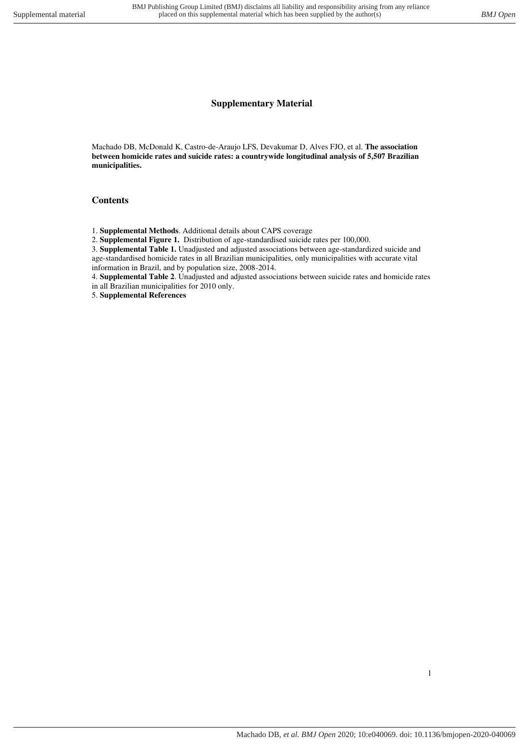## Supplementary Material

Machado DB, McDonald K, Castro-de-Araujo LFS, Devakumar D, Alves FJO, et al. **The association between homicide rates and suicide rates: a countrywide longitudinal analysis of 5,507 Brazilian municipalities.**

### Contents

1. **Supplemental Methods**. Additional details about CAPS coverage
2. **Supplemental Figure 1.** Distribution of age-standardised suicide rates per 100,000.
3. **Supplemental Table 1.** Unadjusted and adjusted associations between age-standardized suicide and age-standardised homicide rates in all Brazilian municipalities, only municipalities with accurate vital information in Brazil, and by population size, 2008-2014.
4. **Supplemental Table 2**. Unadjusted and adjusted associations between suicide rates and homicide rates in all Brazilian municipalities for 2010 only.
5. **Supplemental References**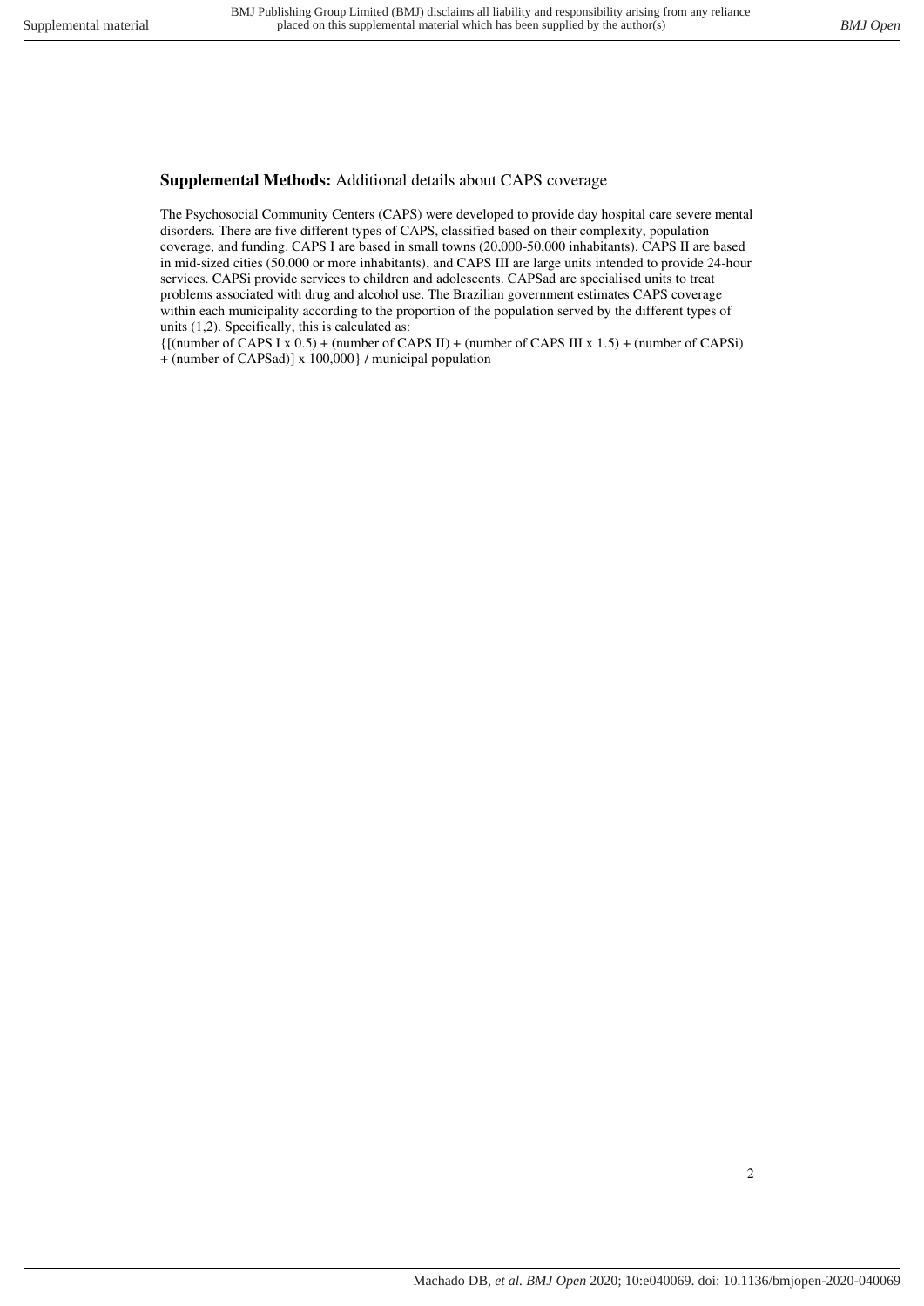**Supplemental Methods:** Additional details about CAPS coverage

The Psychosocial Community Centers (CAPS) were developed to provide day hospital care severe mental disorders. There are five different types of CAPS, classified based on their complexity, population coverage, and funding. CAPS I are based in small towns (20,000-50,000 inhabitants), CAPS II are based in mid-sized cities (50,000 or more inhabitants), and CAPS III are large units intended to provide 24-hour services. CAPSi provide services to children and adolescents. CAPSad are specialised units to treat problems associated with drug and alcohol use. The Brazilian government estimates CAPS coverage within each municipality according to the proportion of the population served by the different types of units (1,2). Specifically, this is calculated as:

{[(number of CAPS I x 0.5) + (number of CAPS II) + (number of CAPS III x 1.5) + (number of CAPSi) + (number of CAPSad)] x 100,000} / municipal population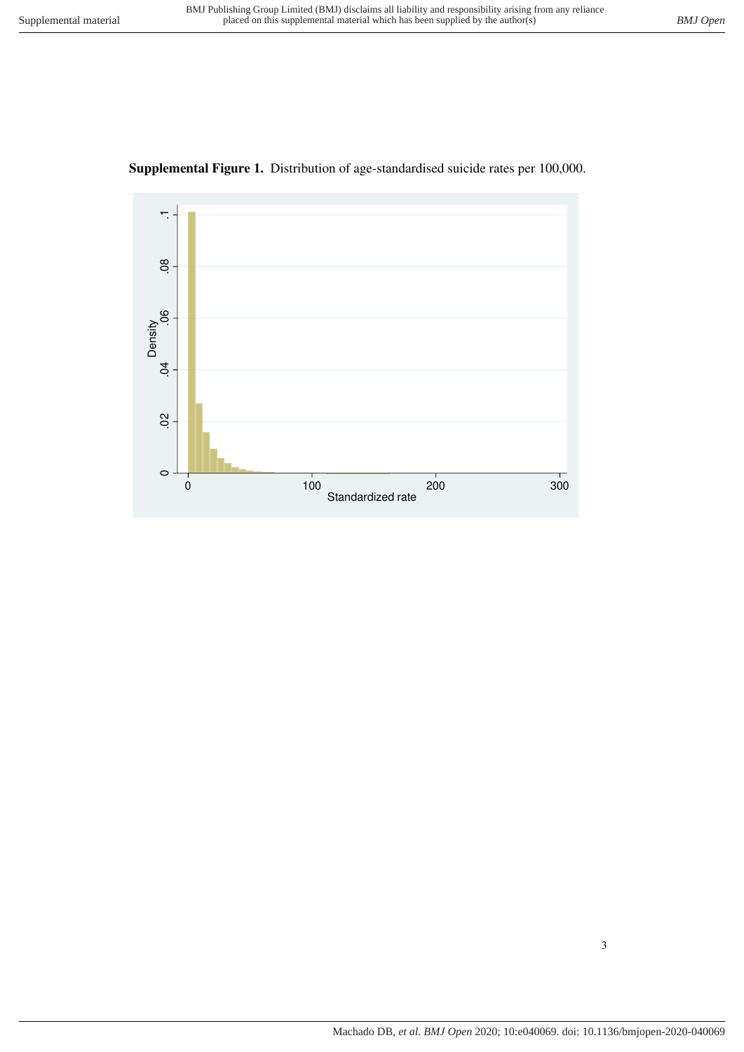**Supplemental Figure 1.** Distribution of age-standardised suicide rates per 100,000.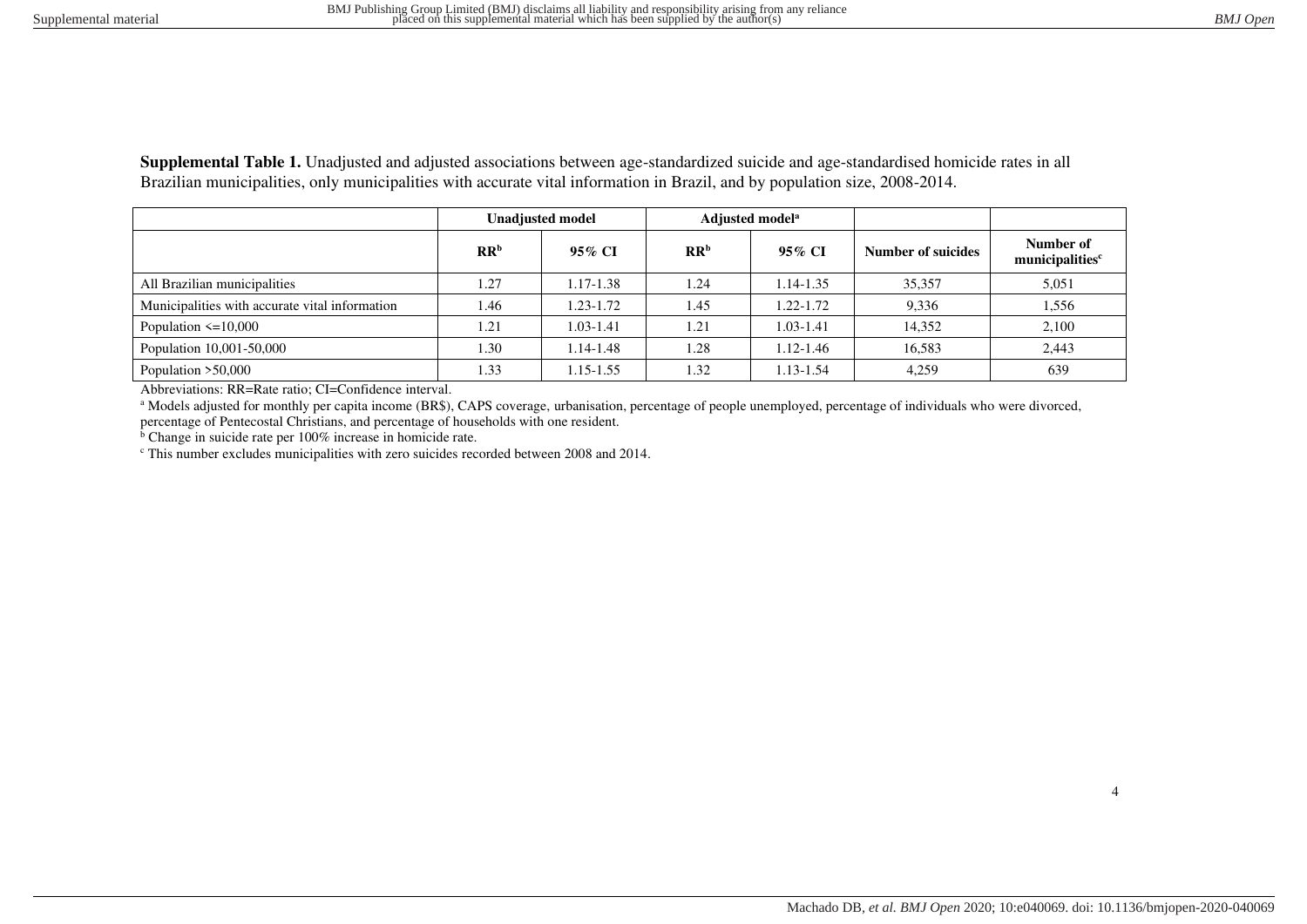**Supplemental Table 1.** Unadjusted and adjusted associations between age-standardized suicide and age-standardised homicide rates in all Brazilian municipalities, only municipalities with accurate vital information in Brazil, and by population size, 2008-2014.

| | Unadjusted model | | Adjusted model[a] | | | |
|---|---|---|---|---|---|---|
| | **RR[b]** | **95% CI** | **RR[b]** | **95% CI** | **Number of suicides** | **Number of municipalities[c]** |
| All Brazilian municipalities | 1.27 | 1.17-1.38 | 1.24 | 1.14-1.35 | 35,357 | 5,051 |
| Municipalities with accurate vital information | 1.46 | 1.23-1.72 | 1.45 | 1.22-1.72 | 9,336 | 1,556 |
| Population <=10,000 | 1.21 | 1.03-1.41 | 1.21 | 1.03-1.41 | 14,352 | 2,100 |
| Population 10,001-50,000 | 1.30 | 1.14-1.48 | 1.28 | 1.12-1.46 | 16,583 | 2,443 |
| Population >50,000 | 1.33 | 1.15-1.55 | 1.32 | 1.13-1.54 | 4,259 | 639 |

Abbreviations: RR=Rate ratio; CI=Confidence interval.

[a] Models adjusted for monthly per capita income (BR$), CAPS coverage, urbanisation, percentage of people unemployed, percentage of individuals who were divorced, percentage of Pentecostal Christians, and percentage of households with one resident.

[b] Change in suicide rate per 100% increase in homicide rate.

[c] This number excludes municipalities with zero suicides recorded between 2008 and 2014.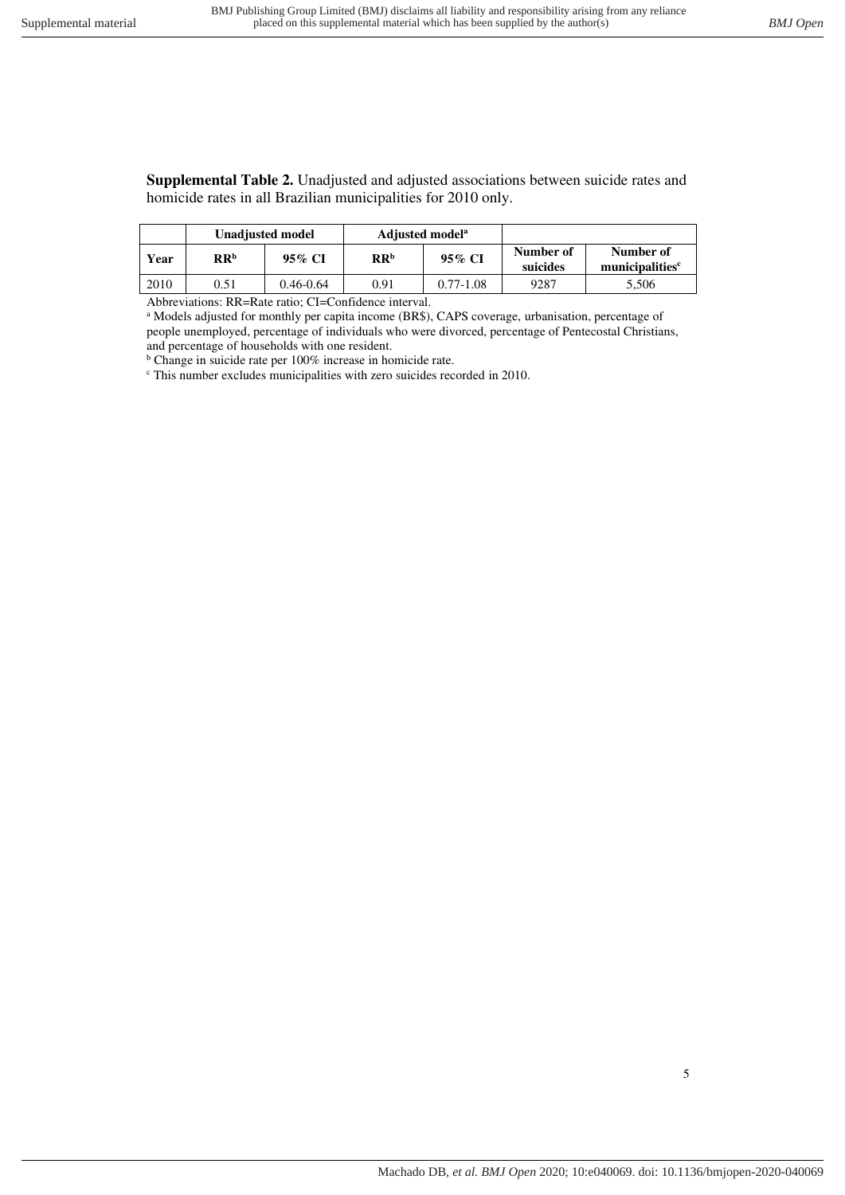**Supplemental Table 2.** Unadjusted and adjusted associations between suicide rates and homicide rates in all Brazilian municipalities for 2010 only.

| | Unadjusted model | | Adjusted model[a] | | | |
|---|---|---|---|---|---|---|
| Year | RR[b] | 95% CI | RR[b] | 95% CI | Number of suicides | Number of municipalities[c] |
| 2010 | 0.51 | 0.46-0.64 | 0.91 | 0.77-1.08 | 9287 | 5,506 |

Abbreviations: RR=Rate ratio; CI=Confidence interval.

[a] Models adjusted for monthly per capita income (BR$), CAPS coverage, urbanisation, percentage of people unemployed, percentage of individuals who were divorced, percentage of Pentecostal Christians, and percentage of households with one resident.

[b] Change in suicide rate per 100% increase in homicide rate.

[c] This number excludes municipalities with zero suicides recorded in 2010.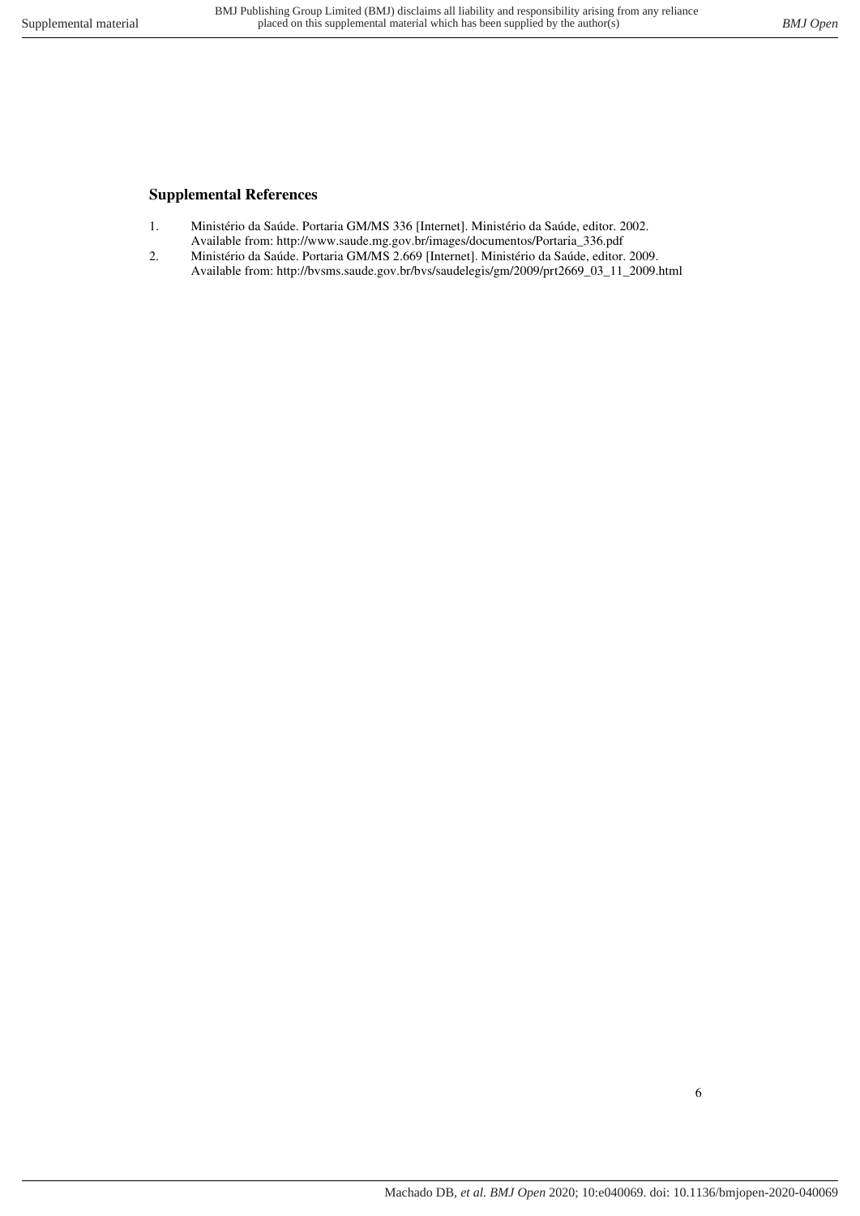## Supplemental References

1. Ministério da Saúde. Portaria GM/MS 336 [Internet]. Ministério da Saúde, editor. 2002. Available from: http://www.saude.mg.gov.br/images/documentos/Portaria_336.pdf
2. Ministério da Saúde. Portaria GM/MS 2.669 [Internet]. Ministério da Saúde, editor. 2009. Available from: http://bvsms.saude.gov.br/bvs/saudelegis/gm/2009/prt2669_03_11_2009.html